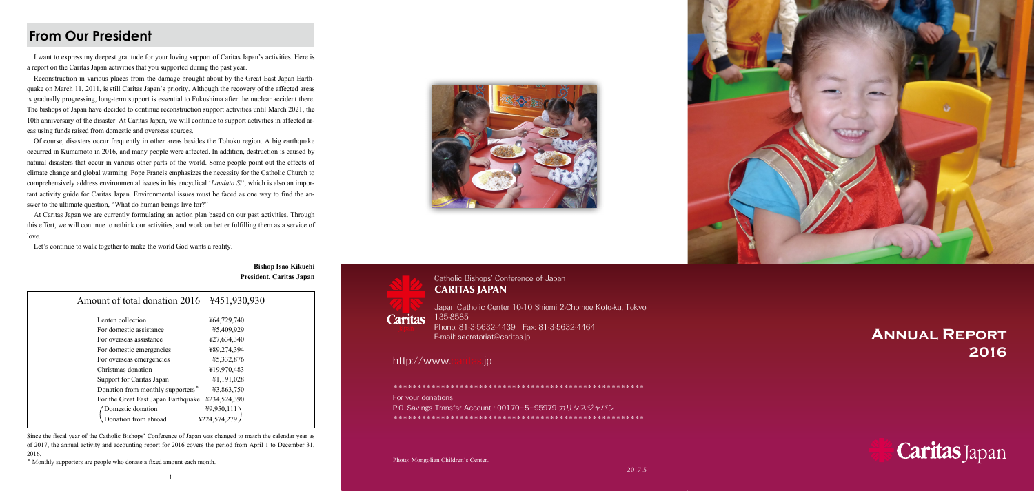## From Our President

I want to express my deepest gratitude for your loving support of Caritas Japan's activities. Here is a report on the Caritas Japan activities that you supported during the past year.

Reconstruction in various places from the damage brought about by the Great East Japan Earthquake on March 11, 2011, is still Caritas Japan's priority. Although the recovery of the affected areas is gradually progressing, long-term support is essential to Fukushima after the nuclear accident there. The bishops of Japan have decided to continue reconstruction support activities until March 2021, the 10th anniversary of the disaster. At Caritas Japan, we will continue to support activities in affected areas using funds raised from domestic and overseas sources.

Of course, disasters occur frequently in other areas besides the Tohoku region. A big earthquake occurred in Kumamoto in 2016, and many people were affected. In addition, destruction is caused by natural disasters that occur in various other parts of the world. Some people point out the effects of climate change and global warming. Pope Francis emphasizes the necessity for the Catholic Church to comprehensively address environmental issues in his encyclical '*Laudato Si*', which is also an important activity guide for Caritas Japan. Environmental issues must be faced as one way to find the answer to the ultimate question, "What do human beings live for?"

At Caritas Japan we are currently formulating an action plan based on our past activities. Through this effort, we will continue to rethink our activities, and work on better fulfilling them as a service of love.

Let's continue to walk together to make the world God wants a reality.

**Bishop Isao Kikuchi**
**President, Caritas Japan**

| Amount of total donation 2016 | ¥451,930,930 |
|---|---|
| Lenten collection | ¥64,729,740 |
| For domestic assistance | ¥5,409,929 |
| For overseas assistance | ¥27,634,340 |
| For domestic emergencies | ¥89,274,394 |
| For overseas emergencies | ¥5,332,876 |
| Christmas donation | ¥19,970,483 |
| Support for Caritas Japan | ¥1,191,028 |
| Donation from monthly supporters* | ¥3,863,750 |
| For the Great East Japan Earthquake | ¥234,524,390 |
| (Domestic donation | ¥9,950,111 |
| Donation from abroad | ¥224,574,279) |

Since the fiscal year of the Catholic Bishops' Conference of Japan was changed to match the calendar year as of 2017, the annual activity and accounting report for 2016 covers the period from April 1 to December 31, 2016.

\* Monthly supporters are people who donate a fixed amount each month.

Catholic Bishops' Conference of Japan
**CARITAS JAPAN**

Japan Catholic Center 10-10 Shiomi 2-Chome Koto-ku, Tokyo 135-8585
Phone: 81-3-5632-4439 Fax: 81-3-5632-4464
E-mail: secretariat@caritas.jp

http://www.caritas.jp

\*\*\*\*\*\*\*\*\*\*\*\*\*\*\*\*\*\*\*\*\*\*\*\*\*\*\*\*\*\*\*\*\*\*\*\*\*\*\*\*\*\*\*\*\*\*\*\*\*\*\*\*

For your donations
P.O. Savings Transfer Account : 00170-5-95979 カリタスジャパン

\*\*\*\*\*\*\*\*\*\*\*\*\*\*\*\*\*\*\*\*\*\*\*\*\*\*\*\*\*\*\*\*\*\*\*\*\*\*\*\*\*\*\*\*\*\*\*\*\*\*\*\*

Photo: Mongolian Children's Center.

2017.5

# Annual Report 2016

Caritas Japan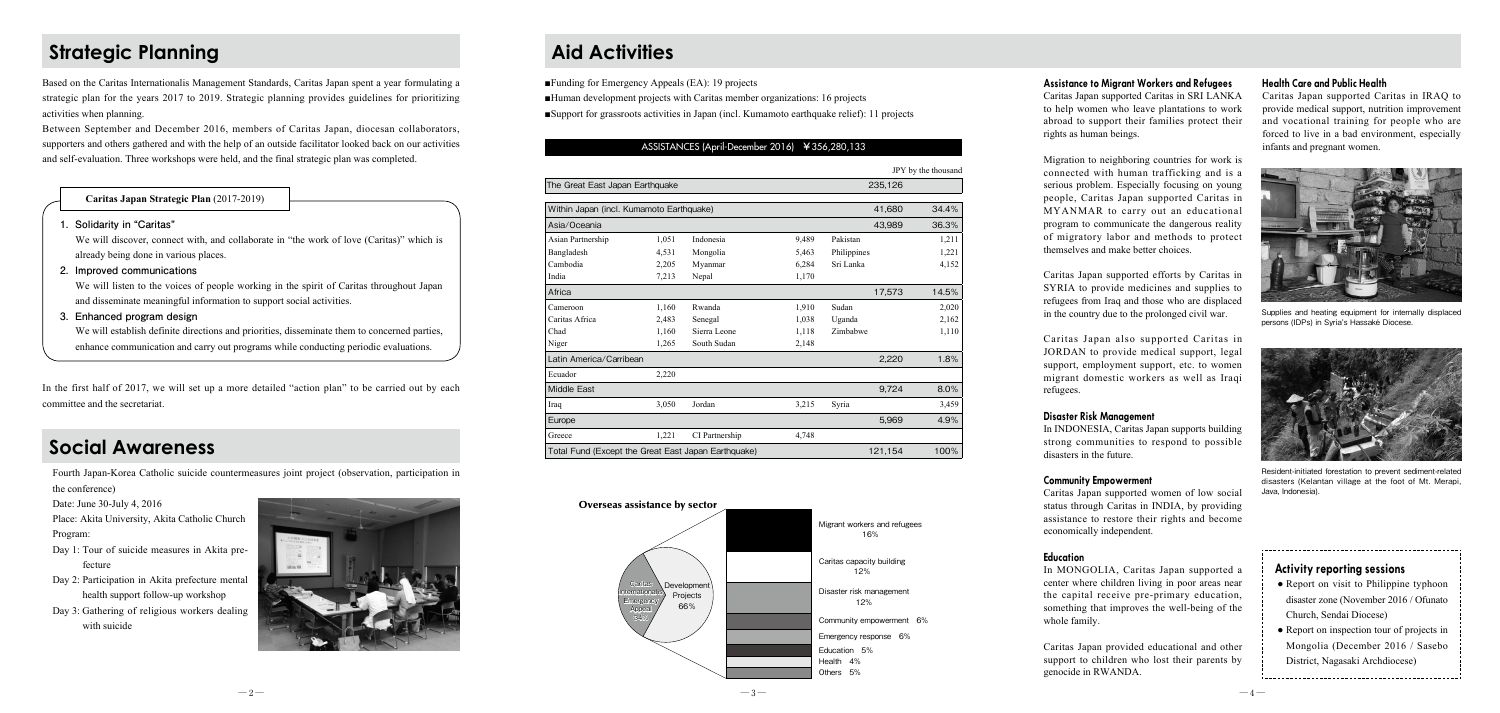## Strategic Planning

Based on the Caritas Internationalis Management Standards, Caritas Japan spent a year formulating a strategic plan for the years 2017 to 2019. Strategic planning provides guidelines for prioritizing activities when planning.

Between September and December 2016, members of Caritas Japan, diocesan collaborators, supporters and others gathered and with the help of an outside facilitator looked back on our activities and self-evaluation. Three workshops were held, and the final strategic plan was completed.

**Caritas Japan Strategic Plan** (2017-2019)

1. Solidarity in "Caritas"
   We will discover, connect with, and collaborate in "the work of love (Caritas)" which is already being done in various places.
2. Improved communications
   We will listen to the voices of people working in the spirit of Caritas throughout Japan and disseminate meaningful information to support social activities.
3. Enhanced program design
   We will establish definite directions and priorities, disseminate them to concerned parties, enhance communication and carry out programs while conducting periodic evaluations.

In the first half of 2017, we will set up a more detailed "action plan" to be carried out by each committee and the secretariat.

## Social Awareness

Fourth Japan-Korea Catholic suicide countermeasures joint project (observation, participation in the conference)

Date: June 30-July 4, 2016

Place: Akita University, Akita Catholic Church

Program:

- Day 1: Tour of suicide measures in Akita prefecture
- Day 2: Participation in Akita prefecture mental health support follow-up workshop
- Day 3: Gathering of religious workers dealing with suicide

## Aid Activities

- ■Funding for Emergency Appeals (EA): 19 projects
- ■Human development projects with Caritas member organizations: 16 projects
- ■Support for grassroots activities in Japan (incl. Kumamoto earthquake relief): 11 projects

**ASSISTANCES (April-December 2016) ¥356,280,133**

JPY by the thousand

| | | | | | | | |
|---|---|---|---|---|---|---|---|
| The Great East Japan Earthquake | | | | | | 235,126 | |
| Within Japan (incl. Kumamoto Earthquake) | | | | | | 41,680 | 34.4% |
| Asia/Oceania | | | | | | 43,989 | 36.3% |
| Asian Partnership | 1,051 | Indonesia | 9,489 | Pakistan | 1,211 | | |
| Bangladesh | 4,531 | Mongolia | 5,463 | Philippines | 1,221 | | |
| Cambodia | 2,205 | Myanmar | 6,284 | Sri Lanka | 4,152 | | |
| India | 7,213 | Nepal | 1,170 | | | | |
| Africa | | | | | | 17,573 | 14.5% |
| Cameroon | 1,160 | Rwanda | 1,910 | Sudan | 2,020 | | |
| Caritas Africa | 2,483 | Senegal | 1,038 | Uganda | 2,162 | | |
| Chad | 1,160 | Sierra Leone | 1,118 | Zimbabwe | 1,110 | | |
| Niger | 1,265 | South Sudan | 2,148 | | | | |
| Latin America/Carribean | | | | | | 2,220 | 1.8% |
| Ecuador | 2,220 | | | | | | |
| Middle East | | | | | | 9,724 | 8.0% |
| Iraq | 3,050 | Jordan | 3,215 | Syria | 3,459 | | |
| Europe | | | | | | 5,969 | 4.9% |
| Greece | 1,221 | CI Partnership | 4,748 | | | | |
| Total Fund (Except the Great East Japan Earthquake) | | | | | | 121,154 | 100% |

**Overseas assistance by sector**

Caritas Internationalis Emergency Appeal 34%
Development Projects 66%
Migrant workers and refugees 16%
Caritas capacity building 12%
Disaster risk management 12%
Community empowerment 6%
Emergency response 6%
Education 5%
Health 4%
Others 5%

### Assistance to Migrant Workers and Refugees

Caritas Japan supported Caritas in SRI LANKA to help women who leave plantations to work abroad to support their families protect their rights as human beings.

Migration to neighboring countries for work is connected with human trafficking and is a serious problem. Especially focusing on young people, Caritas Japan supported Caritas in MYANMAR to carry out an educational program to communicate the dangerous reality of migratory labor and methods to protect themselves and make better choices.

Caritas Japan supported efforts by Caritas in SYRIA to provide medicines and supplies to refugees from Iraq and those who are displaced in the country due to the prolonged civil war.

Caritas Japan also supported Caritas in JORDAN to provide medical support, legal support, employment support, etc. to women migrant domestic workers as well as Iraqi refugees.

### Disaster Risk Management

In INDONESIA, Caritas Japan supports building strong communities to respond to possible disasters in the future.

### Community Empowerment

Caritas Japan supported women of low social status through Caritas in INDIA, by providing assistance to restore their rights and become economically independent.

### Education

In MONGOLIA, Caritas Japan supported a center where children living in poor areas near the capital receive pre-primary education, something that improves the well-being of the whole family.

Caritas Japan provided educational and other support to children who lost their parents by genocide in RWANDA.

### Health Care and Public Health

Caritas Japan supported Caritas in IRAQ to provide medical support, nutrition improvement and vocational training for people who are forced to live in a bad environment, especially infants and pregnant women.

Supplies and heating equipment for internally displaced persons (IDPs) in Syria's Hassaké Diocese.

Resident-initiated forestation to prevent sediment-related disasters (Kelantan village at the foot of Mt. Merapi, Java, Indonesia).

### Activity reporting sessions

- Report on visit to Philippine typhoon disaster zone (November 2016 / Ofunato Church, Sendai Diocese)
- Report on inspection tour of projects in Mongolia (December 2016 / Sasebo District, Nagasaki Archdiocese)